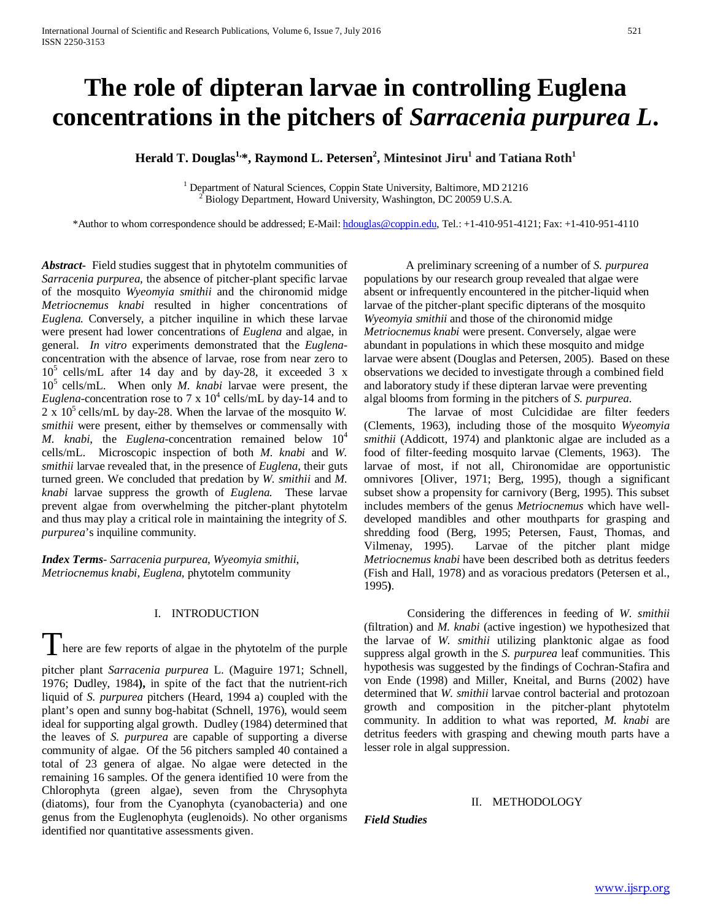# The role of dipteran larvae in controlling Euglena concentrations in the pitchers of *Sarracenia purpurea L.*

**Herald T. Douglas[1,*], Raymond L. Petersen[2], Mintesinot Jiru[1] and Tatiana Roth[1]**

[1] Department of Natural Sciences, Coppin State University, Baltimore, MD 21216
[2] Biology Department, Howard University, Washington, DC 20059 U.S.A.

*Author to whom correspondence should be addressed; E-Mail: hdouglas@coppin.edu, Tel.: +1-410-951-4121; Fax: +1-410-951-4110

***Abstract***- Field studies suggest that in phytotelm communities of *Sarracenia purpurea*, the absence of pitcher-plant specific larvae of the mosquito *Wyeomyia smithii* and the chironomid midge *Metriocnemus knabi* resulted in higher concentrations of *Euglena*. Conversely, a pitcher inquiline in which these larvae were present had lower concentrations of *Euglena* and algae, in general. *In vitro* experiments demonstrated that the *Euglena*-concentration with the absence of larvae, rose from near zero to $10^5$ cells/mL after 14 day and by day-28, it exceeded $3 \times 10^5$ cells/mL. When only *M. knabi* larvae were present, the *Euglena*-concentration rose to $7 \times 10^4$ cells/mL by day-14 and to $2 \times 10^5$ cells/mL by day-28. When the larvae of the mosquito *W. smithii* were present, either by themselves or commensally with *M. knabi*, the *Euglena*-concentration remained below $10^4$ cells/mL. Microscopic inspection of both *M. knabi* and *W. smithii* larvae revealed that, in the presence of *Euglena*, their guts turned green. We concluded that predation by *W. smithii* and *M. knabi* larvae suppress the growth of *Euglena*. These larvae prevent algae from overwhelming the pitcher-plant phytotelm and thus may play a critical role in maintaining the integrity of *S. purpurea*'s inquiline community.

***Index Terms***- *Sarracenia purpurea*, *Wyeomyia smithii*, *Metriocnemus knabi*, *Euglena*, phytotelm community

## I. INTRODUCTION

There are few reports of algae in the phytotelm of the purple pitcher plant *Sarracenia purpurea* L. (Maguire 1971; Schnell, 1976; Dudley, 1984**),** in spite of the fact that the nutrient-rich liquid of *S. purpurea* pitchers (Heard, 1994 a) coupled with the plant's open and sunny bog-habitat (Schnell, 1976), would seem ideal for supporting algal growth. Dudley (1984) determined that the leaves of *S. purpurea* are capable of supporting a diverse community of algae. Of the 56 pitchers sampled 40 contained a total of 23 genera of algae. No algae were detected in the remaining 16 samples. Of the genera identified 10 were from the Chlorophyta (green algae), seven from the Chrysophyta (diatoms), four from the Cyanophyta (cyanobacteria) and one genus from the Euglenophyta (euglenoids). No other organisms identified nor quantitative assessments given.

A preliminary screening of a number of *S. purpurea* populations by our research group revealed that algae were absent or infrequently encountered in the pitcher-liquid when larvae of the pitcher-plant specific dipterans of the mosquito *Wyeomyia smithii* and those of the chironomid midge *Metriocnemus knabi* were present. Conversely, algae were abundant in populations in which these mosquito and midge larvae were absent (Douglas and Petersen, 2005). Based on these observations we decided to investigate through a combined field and laboratory study if these dipteran larvae were preventing algal blooms from forming in the pitchers of *S. purpurea*.

The larvae of most Culcididae are filter feeders (Clements, 1963), including those of the mosquito *Wyeomyia smithii* (Addicott, 1974) and planktonic algae are included as a food of filter-feeding mosquito larvae (Clements, 1963). The larvae of most, if not all, Chironomidae are opportunistic omnivores [Oliver, 1971; Berg, 1995), though a significant subset show a propensity for carnivory (Berg, 1995). This subset includes members of the genus *Metriocnemus* which have well-developed mandibles and other mouthparts for grasping and shredding food (Berg, 1995; Petersen, Faust, Thomas, and Vilmenay, 1995). Larvae of the pitcher plant midge *Metriocnemus knabi* have been described both as detritus feeders (Fish and Hall, 1978) and as voracious predators (Petersen et al., 1995**)**.

Considering the differences in feeding of *W. smithii* (filtration) and *M. knabi* (active ingestion) we hypothesized that the larvae of *W. smithii* utilizing planktonic algae as food suppress algal growth in the *S. purpurea* leaf communities. This hypothesis was suggested by the findings of Cochran-Stafira and von Ende (1998) and Miller, Kneital, and Burns (2002) have determined that *W. smithii* larvae control bacterial and protozoan growth and composition in the pitcher-plant phytotelm community. In addition to what was reported, *M. knabi* are detritus feeders with grasping and chewing mouth parts have a lesser role in algal suppression.

## II. METHODOLOGY

***Field Studies***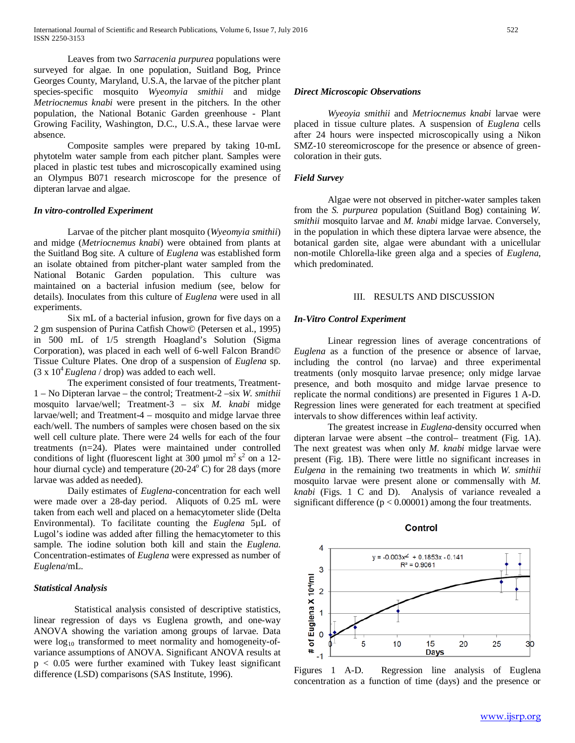Leaves from two *Sarracenia purpurea* populations were surveyed for algae. In one population, Suitland Bog, Prince Georges County, Maryland, U.S.A, the larvae of the pitcher plant species-specific mosquito *Wyeomyia smithii* and midge *Metriocnemus knabi* were present in the pitchers. In the other population, the National Botanic Garden greenhouse - Plant Growing Facility, Washington, D.C., U.S.A., these larvae were absence.

Composite samples were prepared by taking 10-mL phytotelm water sample from each pitcher plant. Samples were placed in plastic test tubes and microscopically examined using an Olympus B071 research microscope for the presence of dipteran larvae and algae.

### *In vitro-controlled Experiment*

Larvae of the pitcher plant mosquito (*Wyeomyia smithii*) and midge (*Metriocnemus knabi*) were obtained from plants at the Suitland Bog site. A culture of *Euglena* was established form an isolate obtained from pitcher-plant water sampled from the National Botanic Garden population. This culture was maintained on a bacterial infusion medium (see, below for details). Inoculates from this culture of *Euglena* were used in all experiments.

Six mL of a bacterial infusion, grown for five days on a 2 gm suspension of Purina Catfish Chow© (Petersen et al., 1995) in 500 mL of 1/5 strength Hoagland's Solution (Sigma Corporation), was placed in each well of 6-well Falcon Brand© Tissue Culture Plates. One drop of a suspension of *Euglena* sp. ($3 \times 10^4$ *Euglena* / drop) was added to each well.

The experiment consisted of four treatments, Treatment-1 – No Dipteran larvae – the control; Treatment-2 –six *W. smithii* mosquito larvae/well; Treatment-3 – six *M. knabi* midge larvae/well; and Treatment-4 – mosquito and midge larvae three each/well. The numbers of samples were chosen based on the six well cell culture plate. There were 24 wells for each of the four treatments (n=24). Plates were maintained under controlled conditions of light (fluorescent light at 300 µmol $m^2 s^2$ on a 12-hour diurnal cycle) and temperature (20-24$^o$ C) for 28 days (more larvae was added as needed).

Daily estimates of *Euglena*-concentration for each well were made over a 28-day period. Aliquots of 0.25 mL were taken from each well and placed on a hemacytometer slide (Delta Environmental). To facilitate counting the *Euglena* 5µL of Lugol's iodine was added after filling the hemacytometer to this sample. The iodine solution both kill and stain the *Euglena.* Concentration-estimates of *Euglena* were expressed as number of *Euglena*/mL.

### *Statistical Analysis*

Statistical analysis consisted of descriptive statistics, linear regression of days vs Euglena growth, and one-way ANOVA showing the variation among groups of larvae. Data were $\log_{10}$ transformed to meet normality and homogeneity-of-variance assumptions of ANOVA. Significant ANOVA results at $p < 0.05$ were further examined with Tukey least significant difference (LSD) comparisons (SAS Institute, 1996).

### *Direct Microscopic Observations*

*Wyeoyia smithii* and *Metriocnemus knabi* larvae were placed in tissue culture plates. A suspension of *Euglena* cells after 24 hours were inspected microscopically using a Nikon SMZ-10 stereomicroscope for the presence or absence of green-coloration in their guts.

### *Field Survey*

Algae were not observed in pitcher-water samples taken from the *S. purpurea* population (Suitland Bog) containing *W. smithii* mosquito larvae and *M. knabi* midge larvae. Conversely, in the population in which these diptera larvae were absence, the botanical garden site, algae were abundant with a unicellular non-motile Chlorella-like green alga and a species of *Euglena*, which predominated.

## III. Results and Discussion

### *In-Vitro Control Experiment*

Linear regression lines of average concentrations of *Euglena* as a function of the presence or absence of larvae, including the control (no larvae) and three experimental treatments (only mosquito larvae presence; only midge larvae presence, and both mosquito and midge larvae presence to replicate the normal conditions) are presented in Figures 1 A-D. Regression lines were generated for each treatment at specified intervals to show differences within leaf activity.

The greatest increase in *Euglena*-density occurred when dipteran larvae were absent –the control– treatment (Fig. 1A). The next greatest was when only *M. knabi* midge larvae were present (Fig. 1B). There were little no significant increases in *Eulgena* in the remaining two treatments in which *W. smithii* mosquito larvae were present alone or commensally with *M. knabi* (Figs. 1 C and D). Analysis of variance revealed a significant difference ($p < 0.00001$) among the four treatments.

**Control**

$y = -0.003x^2 + 0.1853x - 0.141$
$R^2 = 0.9061$

Figures 1 A-D. Regression line analysis of Euglena concentration as a function of time (days) and the presence or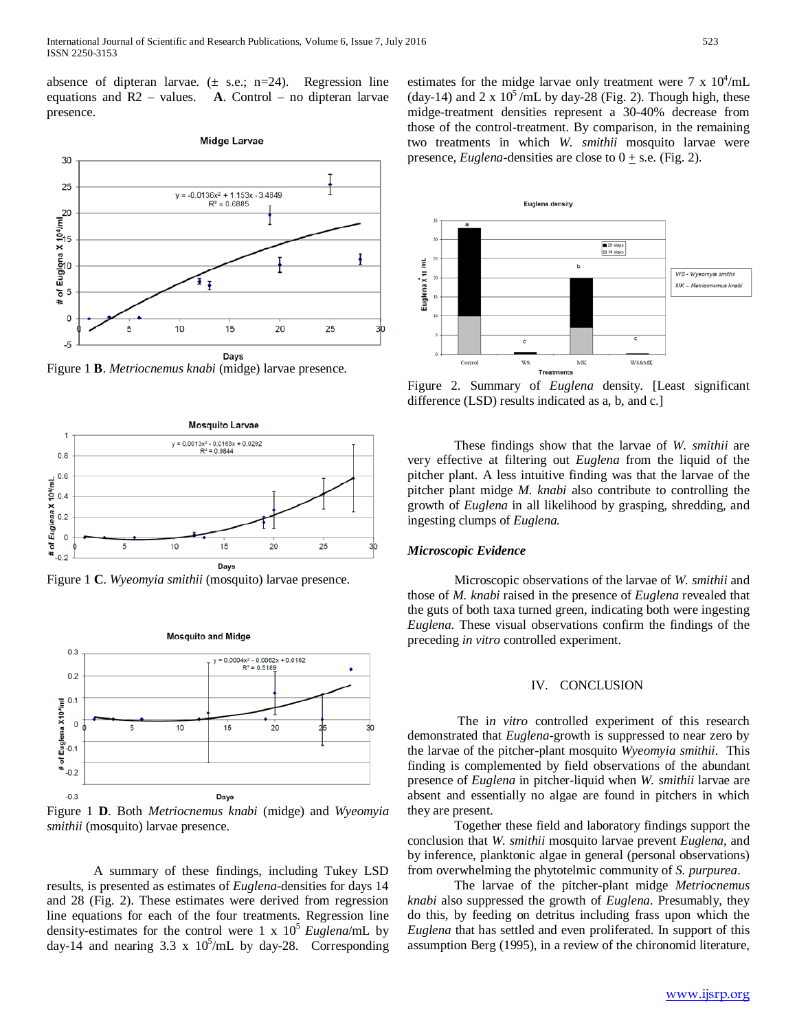absence of dipteran larvae. (± s.e.; n=24). Regression line equations and R2 – values. **A**. Control – no dipteran larvae presence.

Figure 1 **B**. *Metriocnemus knabi* (midge) larvae presence.

Figure 1 **C**. *Wyeomyia smithii* (mosquito) larvae presence.

Figure 1 **D**. Both *Metriocnemus knabi* (midge) and *Wyeomyia smithii* (mosquito) larvae presence.

A summary of these findings, including Tukey LSD results, is presented as estimates of *Euglena*-densities for days 14 and 28 (Fig. 2). These estimates were derived from regression line equations for each of the four treatments. Regression line density-estimates for the control were 1 x $10^5$ *Euglena*/mL by day-14 and nearing 3.3 x $10^5$/mL by day-28. Corresponding estimates for the midge larvae only treatment were 7 x $10^4$/mL (day-14) and 2 x $10^5$ /mL by day-28 (Fig. 2). Though high, these midge-treatment densities represent a 30-40% decrease from those of the control-treatment. By comparison, in the remaining two treatments in which *W. smithii* mosquito larvae were presence, *Euglena*-densities are close to 0 ± s.e. (Fig. 2).

Figure 2. Summary of *Euglena* density. [Least significant difference (LSD) results indicated as a, b, and c.]

These findings show that the larvae of *W. smithii* are very effective at filtering out *Euglena* from the liquid of the pitcher plant. A less intuitive finding was that the larvae of the pitcher plant midge *M. knabi* also contribute to controlling the growth of *Euglena* in all likelihood by grasping, shredding, and ingesting clumps of *Euglena.*

### *Microscopic Evidence*

Microscopic observations of the larvae of *W. smithii* and those of *M. knabi* raised in the presence of *Euglena* revealed that the guts of both taxa turned green, indicating both were ingesting *Euglena.* These visual observations confirm the findings of the preceding *in vitro* controlled experiment.

## IV. CONCLUSION

The i*n vitro* controlled experiment of this research demonstrated that *Euglena*-growth is suppressed to near zero by the larvae of the pitcher-plant mosquito *Wyeomyia smithii*. This finding is complemented by field observations of the abundant presence of *Euglena* in pitcher-liquid when *W. smithii* larvae are absent and essentially no algae are found in pitchers in which they are present.

Together these field and laboratory findings support the conclusion that *W. smithii* mosquito larvae prevent *Euglena*, and by inference, planktonic algae in general (personal observations) from overwhelming the phytotelmic community of *S. purpurea*.

The larvae of the pitcher-plant midge *Metriocnemus knabi* also suppressed the growth of *Euglena*. Presumably, they do this, by feeding on detritus including frass upon which the *Euglena* that has settled and even proliferated. In support of this assumption Berg (1995), in a review of the chironomid literature,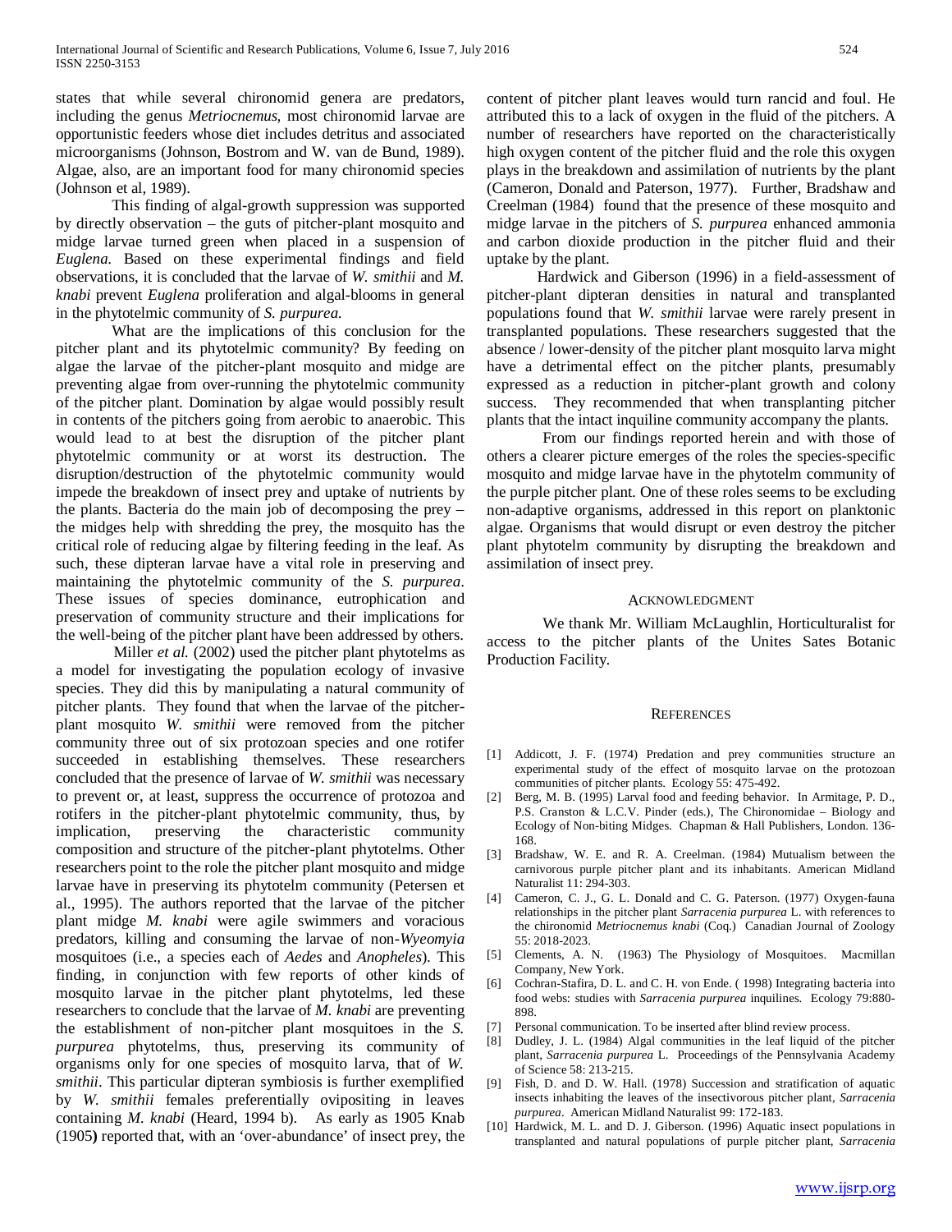states that while several chironomid genera are predators, including the genus *Metriocnemus*, most chironomid larvae are opportunistic feeders whose diet includes detritus and associated microorganisms (Johnson, Bostrom and W. van de Bund, 1989). Algae, also, are an important food for many chironomid species (Johnson et al, 1989).

This finding of algal-growth suppression was supported by directly observation – the guts of pitcher-plant mosquito and midge larvae turned green when placed in a suspension of *Euglena*. Based on these experimental findings and field observations, it is concluded that the larvae of *W. smithii* and *M. knabi* prevent *Euglena* proliferation and algal-blooms in general in the phytotelmic community of *S. purpurea*.

What are the implications of this conclusion for the pitcher plant and its phytotelmic community? By feeding on algae the larvae of the pitcher-plant mosquito and midge are preventing algae from over-running the phytotelmic community of the pitcher plant. Domination by algae would possibly result in contents of the pitchers going from aerobic to anaerobic. This would lead to at best the disruption of the pitcher plant phytotelmic community or at worst its destruction. The disruption/destruction of the phytotelmic community would impede the breakdown of insect prey and uptake of nutrients by the plants. Bacteria do the main job of decomposing the prey – the midges help with shredding the prey, the mosquito has the critical role of reducing algae by filtering feeding in the leaf. As such, these dipteran larvae have a vital role in preserving and maintaining the phytotelmic community of the *S. purpurea*. These issues of species dominance, eutrophication and preservation of community structure and their implications for the well-being of the pitcher plant have been addressed by others.

Miller *et al.* (2002) used the pitcher plant phytotelms as a model for investigating the population ecology of invasive species. They did this by manipulating a natural community of pitcher plants. They found that when the larvae of the pitcher-plant mosquito *W. smithii* were removed from the pitcher community three out of six protozoan species and one rotifer succeeded in establishing themselves. These researchers concluded that the presence of larvae of *W. smithii* was necessary to prevent or, at least, suppress the occurrence of protozoa and rotifers in the pitcher-plant phytotelmic community, thus, by implication, preserving the characteristic community composition and structure of the pitcher-plant phytotelms. Other researchers point to the role the pitcher plant mosquito and midge larvae have in preserving its phytotelm community (Petersen et al., 1995). The authors reported that the larvae of the pitcher plant midge *M. knabi* were agile swimmers and voracious predators, killing and consuming the larvae of non-*Wyeomyia* mosquitoes (i.e., a species each of *Aedes* and *Anopheles*). This finding, in conjunction with few reports of other kinds of mosquito larvae in the pitcher plant phytotelms, led these researchers to conclude that the larvae of *M. knabi* are preventing the establishment of non-pitcher plant mosquitoes in the *S. purpurea* phytotelms, thus, preserving its community of organisms only for one species of mosquito larva, that of *W. smithii*. This particular dipteran symbiosis is further exemplified by *W. smithii* females preferentially ovipositing in leaves containing *M. knabi* (Heard, 1994 b). As early as 1905 Knab (1905**)** reported that, with an 'over-abundance' of insect prey, the content of pitcher plant leaves would turn rancid and foul. He attributed this to a lack of oxygen in the fluid of the pitchers. A number of researchers have reported on the characteristically high oxygen content of the pitcher fluid and the role this oxygen plays in the breakdown and assimilation of nutrients by the plant (Cameron, Donald and Paterson, 1977). Further, Bradshaw and Creelman (1984) found that the presence of these mosquito and midge larvae in the pitchers of *S. purpurea* enhanced ammonia and carbon dioxide production in the pitcher fluid and their uptake by the plant.

Hardwick and Giberson (1996) in a field-assessment of pitcher-plant dipteran densities in natural and transplanted populations found that *W. smithii* larvae were rarely present in transplanted populations. These researchers suggested that the absence / lower-density of the pitcher plant mosquito larva might have a detrimental effect on the pitcher plants, presumably expressed as a reduction in pitcher-plant growth and colony success. They recommended that when transplanting pitcher plants that the intact inquiline community accompany the plants.

From our findings reported herein and with those of others a clearer picture emerges of the roles the species-specific mosquito and midge larvae have in the phytotelm community of the purple pitcher plant. One of these roles seems to be excluding non-adaptive organisms, addressed in this report on planktonic algae. Organisms that would disrupt or even destroy the pitcher plant phytotelm community by disrupting the breakdown and assimilation of insect prey.

## Acknowledgment

We thank Mr. William McLaughlin, Horticulturalist for access to the pitcher plants of the Unites Sates Botanic Production Facility.

## References

[1] Addicott, J. F. (1974) Predation and prey communities structure an experimental study of the effect of mosquito larvae on the protozoan communities of pitcher plants. Ecology 55: 475-492.

[2] Berg, M. B. (1995) Larval food and feeding behavior. In Armitage, P. D., P.S. Cranston & L.C.V. Pinder (eds.), The Chironomidae – Biology and Ecology of Non-biting Midges. Chapman & Hall Publishers, London. 136-168.

[3] Bradshaw, W. E. and R. A. Creelman. (1984) Mutualism between the carnivorous purple pitcher plant and its inhabitants. American Midland Naturalist 11: 294-303.

[4] Cameron, C. J., G. L. Donald and C. G. Paterson. (1977) Oxygen-fauna relationships in the pitcher plant *Sarracenia purpurea* L. with references to the chironomid *Metriocnemus knabi* (Coq.) Canadian Journal of Zoology 55: 2018-2023.

[5] Clements, A. N. (1963) The Physiology of Mosquitoes. Macmillan Company, New York.

[6] Cochran-Stafira, D. L. and C. H. von Ende. ( 1998) Integrating bacteria into food webs: studies with *Sarracenia purpurea* inquilines. Ecology 79:880-898.

[7] Personal communication. To be inserted after blind review process.

[8] Dudley, J. L. (1984) Algal communities in the leaf liquid of the pitcher plant, *Sarracenia purpurea* L. Proceedings of the Pennsylvania Academy of Science 58: 213-215.

[9] Fish, D. and D. W. Hall. (1978) Succession and stratification of aquatic insects inhabiting the leaves of the insectivorous pitcher plant, *Sarracenia purpurea*. American Midland Naturalist 99: 172-183.

[10] Hardwick, M. L. and D. J. Giberson. (1996) Aquatic insect populations in transplanted and natural populations of purple pitcher plant, *Sarracenia*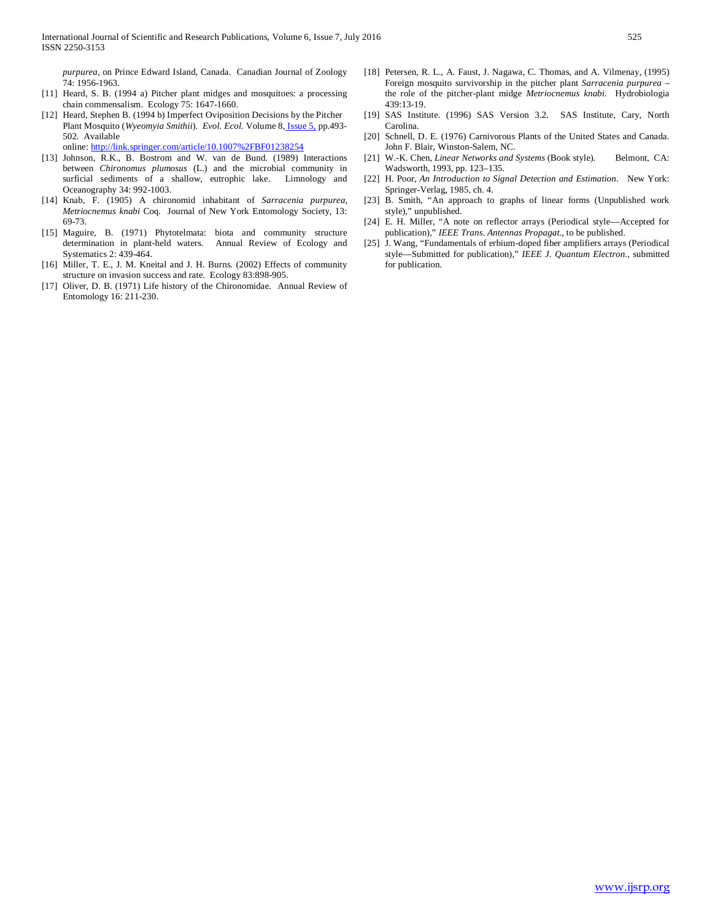*purpurea*, on Prince Edward Island, Canada. Canadian Journal of Zoology 74: 1956-1963.

[11] Heard, S. B. (1994 a) Pitcher plant midges and mosquitoes: a processing chain commensalism. Ecology 75: 1647-1660.

[12] Heard, Stephen B. (1994 b) Imperfect Oviposition Decisions by the Pitcher Plant Mosquito (*Wyeomyia Smithii*). *Evol. Ecol.* Volume 8, Issue 5, pp.493-502. Available online: http://link.springer.com/article/10.1007%2FBF01238254

[13] Johnson, R.K., B. Bostrom and W. van de Bund. (1989) Interactions between *Chironomus plumosus* (L.) and the microbial community in surficial sediments of a shallow, eutrophic lake. Limnology and Oceanography 34: 992-1003.

[14] Knab, F. (1905) A chironomid inhabitant of *Sarracenia purpurea*, *Metriocnemus knabi* Coq. Journal of New York Entomology Society, 13: 69-73.

[15] Maguire, B. (1971) Phytotelmata: biota and community structure determination in plant-held waters. Annual Review of Ecology and Systematics 2: 439-464.

[16] Miller, T. E., J. M. Kneital and J. H. Burns. (2002) Effects of community structure on invasion success and rate. Ecology 83:898-905.

[17] Oliver, D. B. (1971) Life history of the Chironomidae. Annual Review of Entomology 16: 211-230.

[18] Petersen, R. L., A. Faust, J. Nagawa, C. Thomas, and A. Vilmenay, (1995) Foreign mosquito survivorship in the pitcher plant *Sarracenia purpurea* – the role of the pitcher-plant midge *Metriocnemus knabi*. Hydrobiologia 439:13-19.

[19] SAS Institute. (1996) SAS Version 3.2. SAS Institute, Cary, North Carolina.

[20] Schnell, D. E. (1976) Carnivorous Plants of the United States and Canada. John F. Blair, Winston-Salem, NC.

[21] W.-K. Chen, *Linear Networks and Systems* (Book style). Belmont, CA: Wadsworth, 1993, pp. 123–135.

[22] H. Poor, *An Introduction to Signal Detection and Estimation*. New York: Springer-Verlag, 1985, ch. 4.

[23] B. Smith, "An approach to graphs of linear forms (Unpublished work style)," unpublished.

[24] E. H. Miller, "A note on reflector arrays (Periodical style—Accepted for publication)," *IEEE Trans. Antennas Propagat.*, to be published.

[25] J. Wang, "Fundamentals of erbium-doped fiber amplifiers arrays (Periodical style—Submitted for publication)," *IEEE J. Quantum Electron.*, submitted for publication.